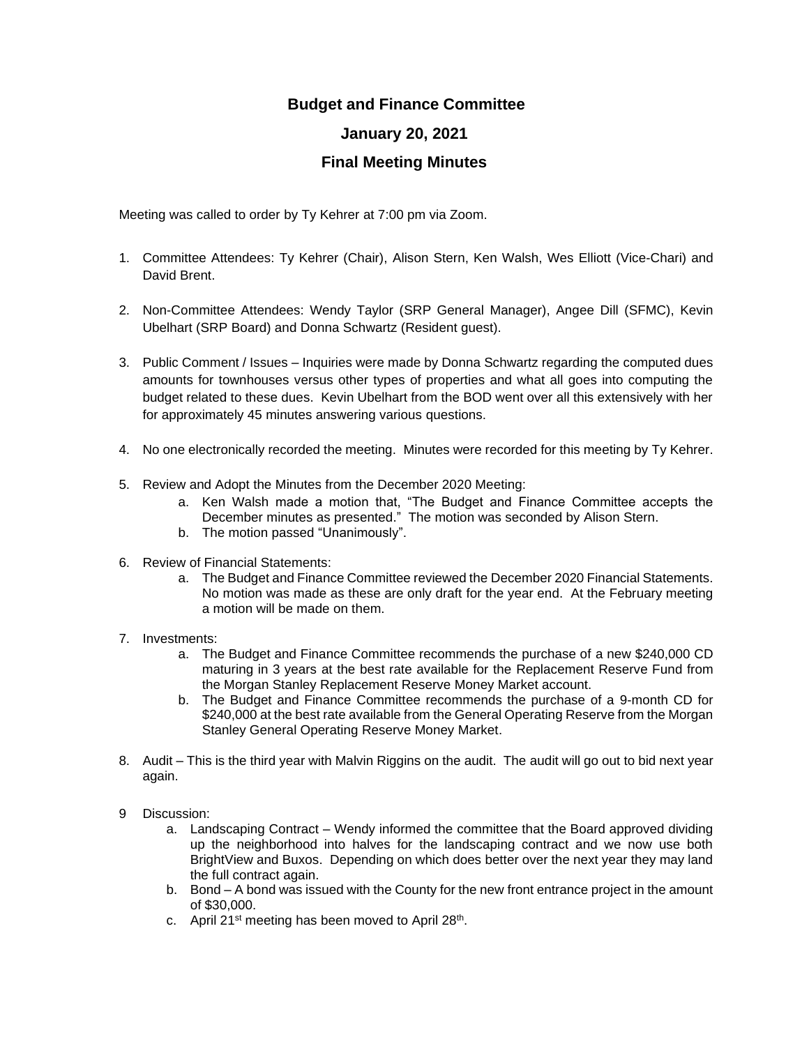# Budget and Finance Committee

## January 20, 2021

## Final Meeting Minutes

Meeting was called to order by Ty Kehrer at 7:00 pm via Zoom.

1. Committee Attendees: Ty Kehrer (Chair), Alison Stern, Ken Walsh, Wes Elliott (Vice-Chari) and David Brent.

2. Non-Committee Attendees: Wendy Taylor (SRP General Manager), Angee Dill (SFMC), Kevin Ubelhart (SRP Board) and Donna Schwartz (Resident guest).

3. Public Comment / Issues – Inquiries were made by Donna Schwartz regarding the computed dues amounts for townhouses versus other types of properties and what all goes into computing the budget related to these dues. Kevin Ubelhart from the BOD went over all this extensively with her for approximately 45 minutes answering various questions.

4. No one electronically recorded the meeting. Minutes were recorded for this meeting by Ty Kehrer.

5. Review and Adopt the Minutes from the December 2020 Meeting:
   a. Ken Walsh made a motion that, "The Budget and Finance Committee accepts the December minutes as presented." The motion was seconded by Alison Stern.
   b. The motion passed "Unanimously".

6. Review of Financial Statements:
   a. The Budget and Finance Committee reviewed the December 2020 Financial Statements. No motion was made as these are only draft for the year end. At the February meeting a motion will be made on them.

7. Investments:
   a. The Budget and Finance Committee recommends the purchase of a new $240,000 CD maturing in 3 years at the best rate available for the Replacement Reserve Fund from the Morgan Stanley Replacement Reserve Money Market account.
   b. The Budget and Finance Committee recommends the purchase of a 9-month CD for $240,000 at the best rate available from the General Operating Reserve from the Morgan Stanley General Operating Reserve Money Market.

8. Audit – This is the third year with Malvin Riggins on the audit. The audit will go out to bid next year again.

9 Discussion:
   a. Landscaping Contract – Wendy informed the committee that the Board approved dividing up the neighborhood into halves for the landscaping contract and we now use both BrightView and Buxos. Depending on which does better over the next year they may land the full contract again.
   b. Bond – A bond was issued with the County for the new front entrance project in the amount of $30,000.
   c. April 21st meeting has been moved to April 28th.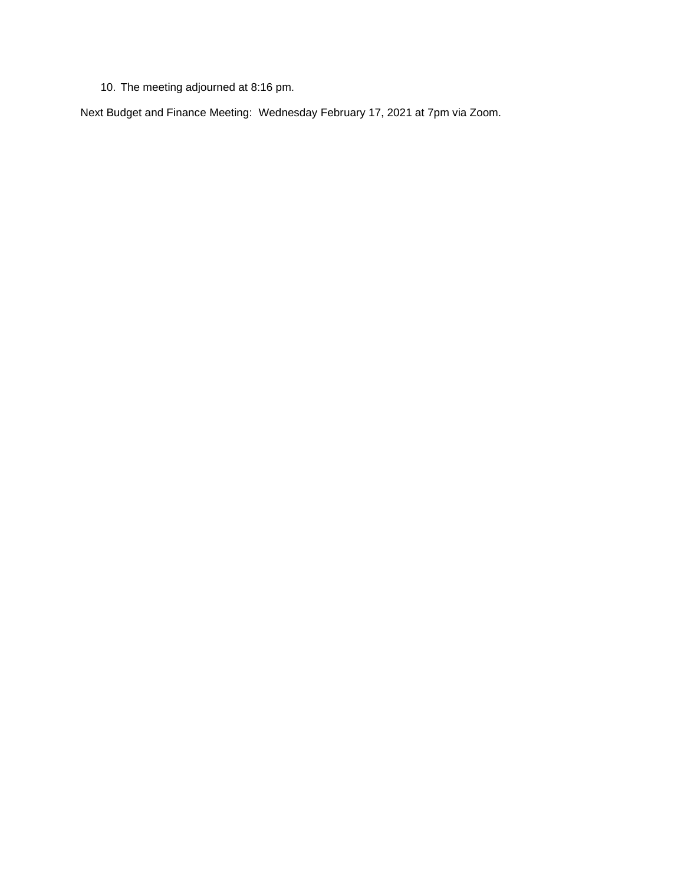10. The meeting adjourned at 8:16 pm.

Next Budget and Finance Meeting: Wednesday February 17, 2021 at 7pm via Zoom.